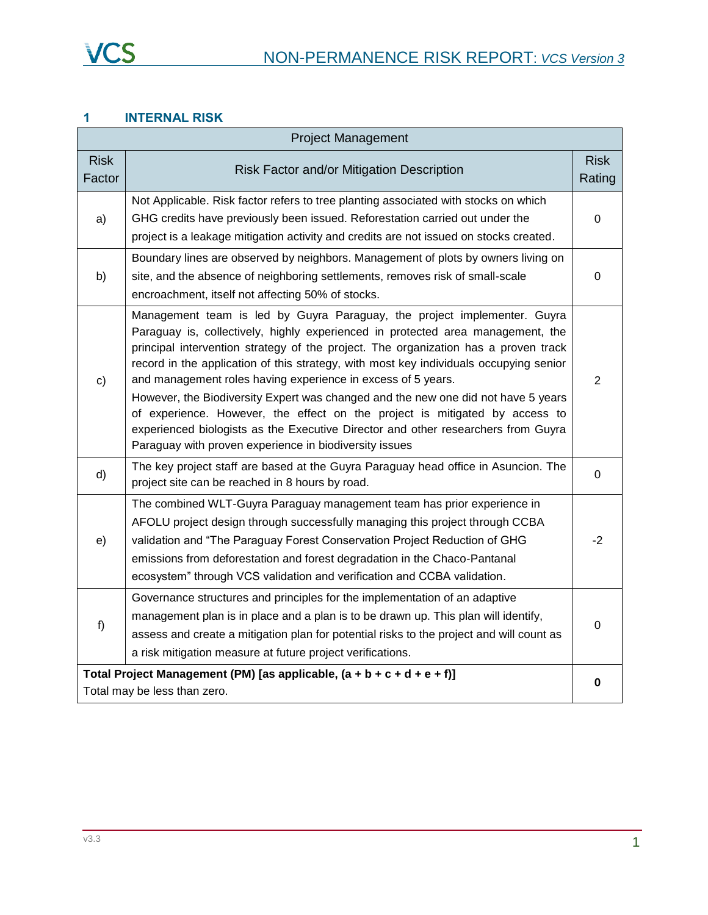## 1 INTERNAL RISK

| Project Management | | |
|---|---|---|
| Risk Factor | Risk Factor and/or Mitigation Description | Risk Rating |
| a) | Not Applicable. Risk factor refers to tree planting associated with stocks on which GHG credits have previously been issued. Reforestation carried out under the project is a leakage mitigation activity and credits are not issued on stocks created. | 0 |
| b) | Boundary lines are observed by neighbors. Management of plots by owners living on site, and the absence of neighboring settlements, removes risk of small-scale encroachment, itself not affecting 50% of stocks. | 0 |
| c) | Management team is led by Guyra Paraguay, the project implementer. Guyra Paraguay is, collectively, highly experienced in protected area management, the principal intervention strategy of the project. The organization has a proven track record in the application of this strategy, with most key individuals occupying senior and management roles having experience in excess of 5 years.<br>However, the Biodiversity Expert was changed and the new one did not have 5 years of experience. However, the effect on the project is mitigated by access to experienced biologists as the Executive Director and other researchers from Guyra Paraguay with proven experience in biodiversity issues | 2 |
| d) | The key project staff are based at the Guyra Paraguay head office in Asuncion. The project site can be reached in 8 hours by road. | 0 |
| e) | The combined WLT-Guyra Paraguay management team has prior experience in AFOLU project design through successfully managing this project through CCBA validation and "The Paraguay Forest Conservation Project Reduction of GHG emissions from deforestation and forest degradation in the Chaco-Pantanal ecosystem" through VCS validation and verification and CCBA validation. | -2 |
| f) | Governance structures and principles for the implementation of an adaptive management plan is in place and a plan is to be drawn up. This plan will identify, assess and create a mitigation plan for potential risks to the project and will count as a risk mitigation measure at future project verifications. | 0 |
| **Total Project Management (PM) [as applicable, (a + b + c + d + e + f)]**<br>Total may be less than zero. | | **0** |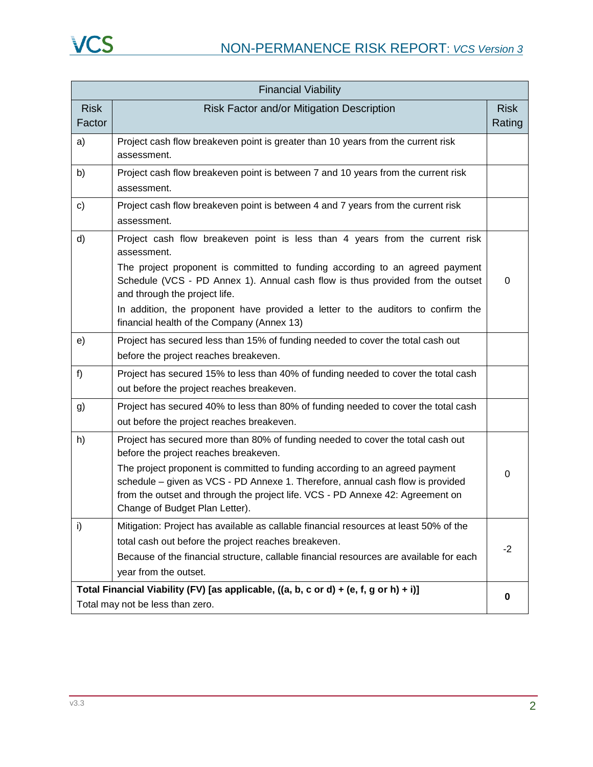| Financial Viability | | |
|---|---|---|
| Risk Factor | Risk Factor and/or Mitigation Description | Risk Rating |
| a) | Project cash flow breakeven point is greater than 10 years from the current risk assessment. | |
| b) | Project cash flow breakeven point is between 7 and 10 years from the current risk assessment. | |
| c) | Project cash flow breakeven point is between 4 and 7 years from the current risk assessment. | |
| d) | Project cash flow breakeven point is less than 4 years from the current risk assessment.<br>The project proponent is committed to funding according to an agreed payment Schedule (VCS - PD Annex 1). Annual cash flow is thus provided from the outset and through the project life.<br>In addition, the proponent have provided a letter to the auditors to confirm the financial health of the Company (Annex 13) | 0 |
| e) | Project has secured less than 15% of funding needed to cover the total cash out before the project reaches breakeven. | |
| f) | Project has secured 15% to less than 40% of funding needed to cover the total cash out before the project reaches breakeven. | |
| g) | Project has secured 40% to less than 80% of funding needed to cover the total cash out before the project reaches breakeven. | |
| h) | Project has secured more than 80% of funding needed to cover the total cash out before the project reaches breakeven.<br>The project proponent is committed to funding according to an agreed payment schedule – given as VCS - PD Annexe 1. Therefore, annual cash flow is provided from the outset and through the project life. VCS - PD Annexe 42: Agreement on Change of Budget Plan Letter). | 0 |
| i) | Mitigation: Project has available as callable financial resources at least 50% of the total cash out before the project reaches breakeven.<br>Because of the financial structure, callable financial resources are available for each year from the outset. | -2 |
| **Total Financial Viability (FV) [as applicable, ((a, b, c or d) + (e, f, g or h) + i)]**<br>Total may not be less than zero. | | **0** |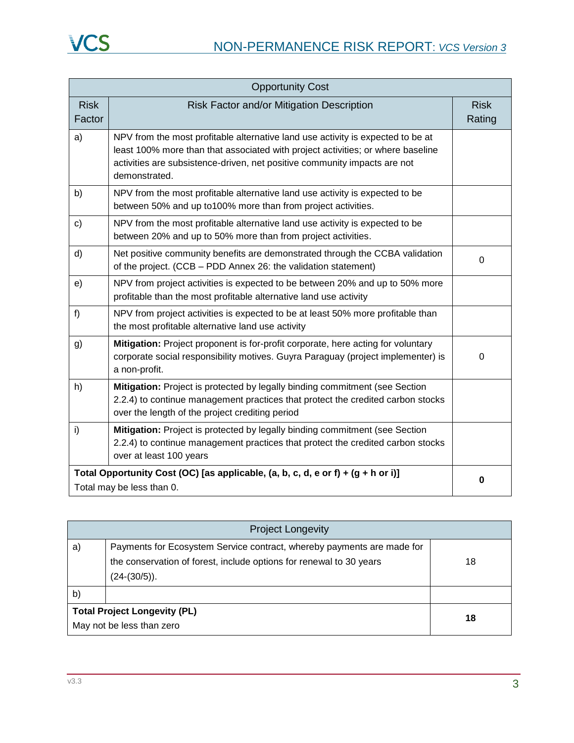| Opportunity Cost | | |
|---|---|---|
| Risk Factor | Risk Factor and/or Mitigation Description | Risk Rating |
| a) | NPV from the most profitable alternative land use activity is expected to be at least 100% more than that associated with project activities; or where baseline activities are subsistence-driven, net positive community impacts are not demonstrated. | |
| b) | NPV from the most profitable alternative land use activity is expected to be between 50% and up to100% more than from project activities. | |
| c) | NPV from the most profitable alternative land use activity is expected to be between 20% and up to 50% more than from project activities. | |
| d) | Net positive community benefits are demonstrated through the CCBA validation of the project. (CCB – PDD Annex 26: the validation statement) | 0 |
| e) | NPV from project activities is expected to be between 20% and up to 50% more profitable than the most profitable alternative land use activity | |
| f) | NPV from project activities is expected to be at least 50% more profitable than the most profitable alternative land use activity | |
| g) | **Mitigation:** Project proponent is for-profit corporate, here acting for voluntary corporate social responsibility motives. Guyra Paraguay (project implementer) is a non-profit. | 0 |
| h) | **Mitigation:** Project is protected by legally binding commitment (see Section 2.2.4) to continue management practices that protect the credited carbon stocks over the length of the project crediting period | |
| i) | **Mitigation:** Project is protected by legally binding commitment (see Section 2.2.4) to continue management practices that protect the credited carbon stocks over at least 100 years | |
| **Total Opportunity Cost (OC) [as applicable, (a, b, c, d, e or f) + (g + h or i)]** Total may be less than 0. | | **0** |

| Project Longevity | | |
|---|---|---|
| a) | Payments for Ecosystem Service contract, whereby payments are made for the conservation of forest, include options for renewal to 30 years (24-(30/5)). | 18 |
| b) | | |
| **Total Project Longevity (PL)** May not be less than zero | | **18** |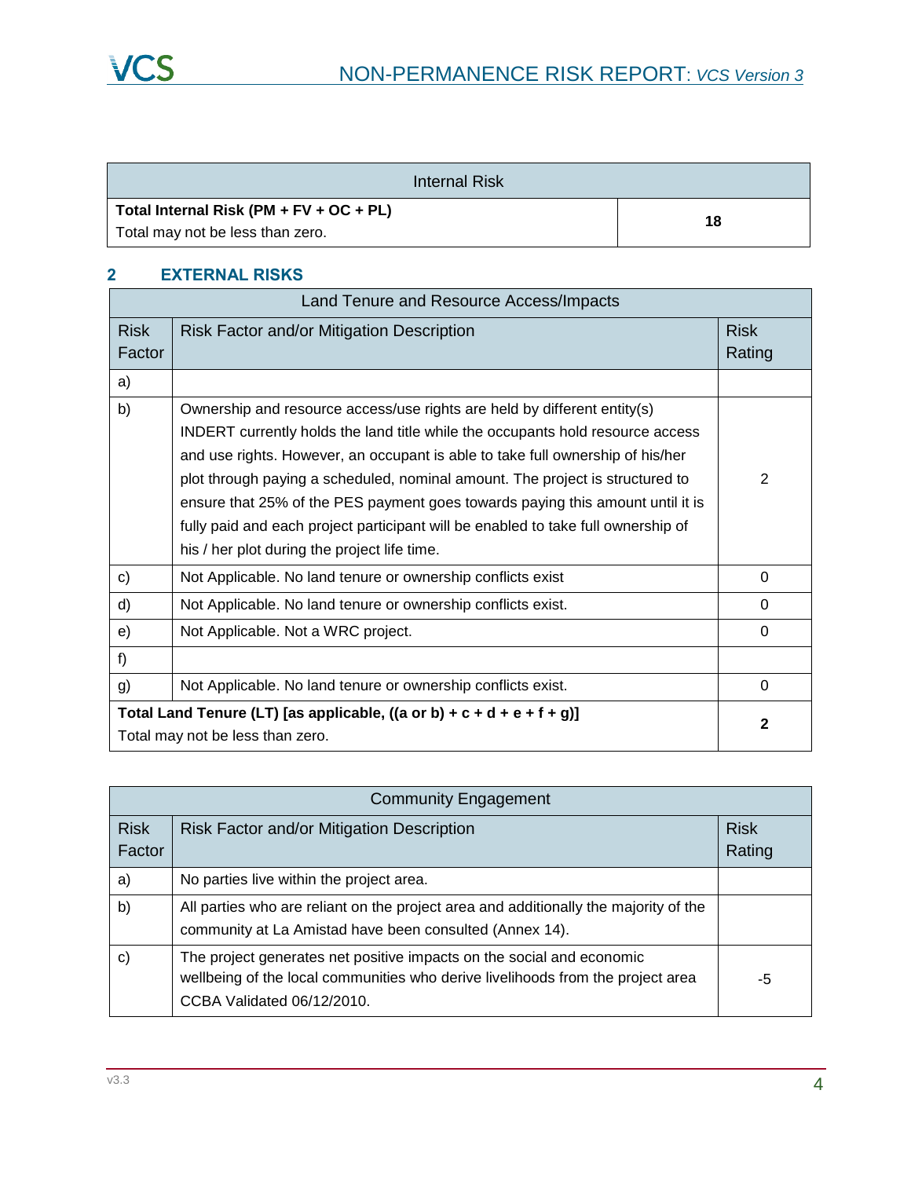| Internal Risk | |
|---|---|
| **Total Internal Risk (PM + FV + OC + PL)**<br>Total may not be less than zero. | **18** |

## 2 EXTERNAL RISKS

| Land Tenure and Resource Access/Impacts | | |
|---|---|---|
| Risk Factor | Risk Factor and/or Mitigation Description | Risk Rating |
| a) | | |
| b) | Ownership and resource access/use rights are held by different entity(s) INDERT currently holds the land title while the occupants hold resource access and use rights. However, an occupant is able to take full ownership of his/her plot through paying a scheduled, nominal amount. The project is structured to ensure that 25% of the PES payment goes towards paying this amount until it is fully paid and each project participant will be enabled to take full ownership of his / her plot during the project life time. | 2 |
| c) | Not Applicable. No land tenure or ownership conflicts exist | 0 |
| d) | Not Applicable. No land tenure or ownership conflicts exist. | 0 |
| e) | Not Applicable. Not a WRC project. | 0 |
| f) | | |
| g) | Not Applicable. No land tenure or ownership conflicts exist. | 0 |
| **Total Land Tenure (LT) [as applicable, ((a or b) + c + d + e + f + g)]**<br>Total may not be less than zero. | | **2** |

| Community Engagement | | |
|---|---|---|
| Risk Factor | Risk Factor and/or Mitigation Description | Risk Rating |
| a) | No parties live within the project area. | |
| b) | All parties who are reliant on the project area and additionally the majority of the community at La Amistad have been consulted (Annex 14). | |
| c) | The project generates net positive impacts on the social and economic wellbeing of the local communities who derive livelihoods from the project area CCBA Validated 06/12/2010. | -5 |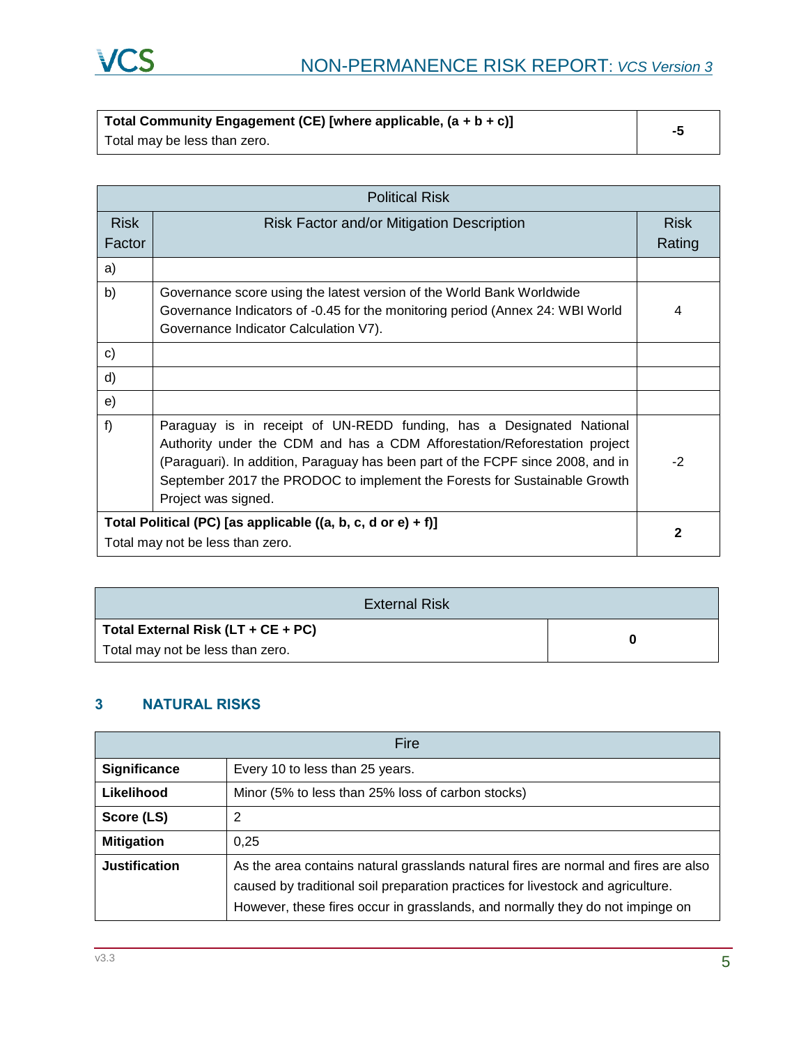| Total Community Engagement (CE) [where applicable, (a + b + c)]<br>Total may be less than zero. | -5 |
|---|---|

| Political Risk | | |
|---|---|---|
| Risk Factor | Risk Factor and/or Mitigation Description | Risk Rating |
| a) | | |
| b) | Governance score using the latest version of the World Bank Worldwide Governance Indicators of -0.45 for the monitoring period (Annex 24: WBI World Governance Indicator Calculation V7). | 4 |
| c) | | |
| d) | | |
| e) | | |
| f) | Paraguay is in receipt of UN-REDD funding, has a Designated National Authority under the CDM and has a CDM Afforestation/Reforestation project (Paraguari). In addition, Paraguay has been part of the FCPF since 2008, and in September 2017 the PRODOC to implement the Forests for Sustainable Growth Project was signed. | -2 |
| **Total Political (PC) [as applicable ((a, b, c, d or e) + f)]**<br>Total may not be less than zero. | | **2** |

| External Risk | |
|---|---|
| **Total External Risk (LT + CE + PC)**<br>Total may not be less than zero. | **0** |

## 3 NATURAL RISKS

| Fire | |
|---|---|
| **Significance** | Every 10 to less than 25 years. |
| **Likelihood** | Minor (5% to less than 25% loss of carbon stocks) |
| **Score (LS)** | 2 |
| **Mitigation** | 0,25 |
| **Justification** | As the area contains natural grasslands natural fires are normal and fires are also caused by traditional soil preparation practices for livestock and agriculture. However, these fires occur in grasslands, and normally they do not impinge on |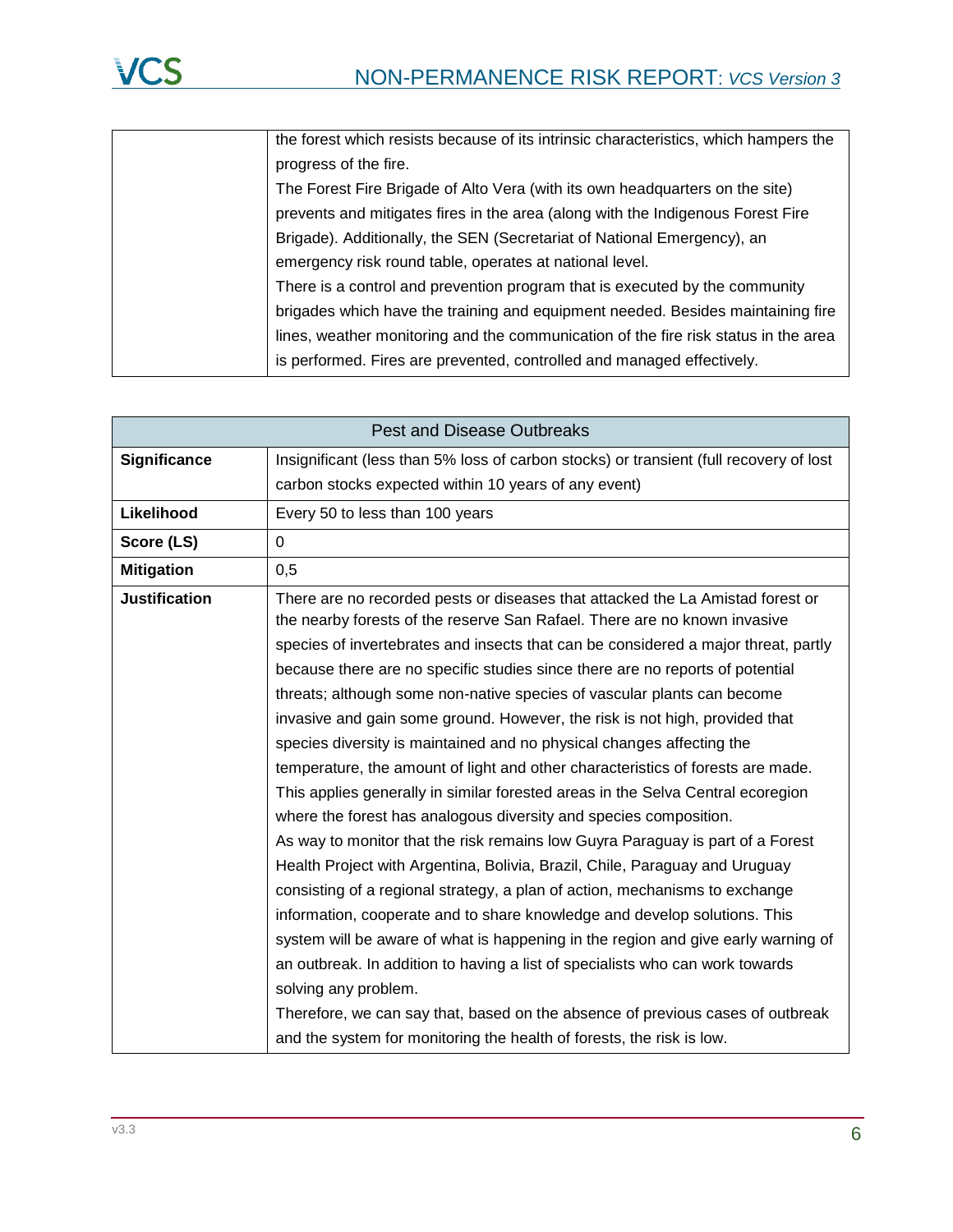| | |
|---|---|
| | the forest which resists because of its intrinsic characteristics, which hampers the progress of the fire.<br>The Forest Fire Brigade of Alto Vera (with its own headquarters on the site) prevents and mitigates fires in the area (along with the Indigenous Forest Fire Brigade). Additionally, the SEN (Secretariat of National Emergency), an emergency risk round table, operates at national level.<br>There is a control and prevention program that is executed by the community brigades which have the training and equipment needed. Besides maintaining fire lines, weather monitoring and the communication of the fire risk status in the area is performed. Fires are prevented, controlled and managed effectively. |

| Pest and Disease Outbreaks | |
|---|---|
| **Significance** | Insignificant (less than 5% loss of carbon stocks) or transient (full recovery of lost carbon stocks expected within 10 years of any event) |
| **Likelihood** | Every 50 to less than 100 years |
| **Score (LS)** | 0 |
| **Mitigation** | 0,5 |
| **Justification** | There are no recorded pests or diseases that attacked the La Amistad forest or the nearby forests of the reserve San Rafael. There are no known invasive species of invertebrates and insects that can be considered a major threat, partly because there are no specific studies since there are no reports of potential threats; although some non-native species of vascular plants can become invasive and gain some ground. However, the risk is not high, provided that species diversity is maintained and no physical changes affecting the temperature, the amount of light and other characteristics of forests are made. This applies generally in similar forested areas in the Selva Central ecoregion where the forest has analogous diversity and species composition.<br>As way to monitor that the risk remains low Guyra Paraguay is part of a Forest Health Project with Argentina, Bolivia, Brazil, Chile, Paraguay and Uruguay consisting of a regional strategy, a plan of action, mechanisms to exchange information, cooperate and to share knowledge and develop solutions. This system will be aware of what is happening in the region and give early warning of an outbreak. In addition to having a list of specialists who can work towards solving any problem.<br>Therefore, we can say that, based on the absence of previous cases of outbreak and the system for monitoring the health of forests, the risk is low. |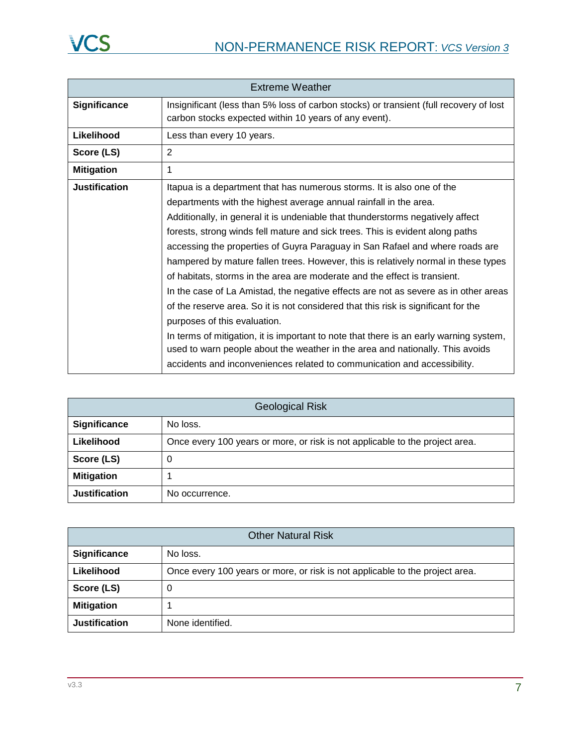| Extreme Weather | |
|---|---|
| **Significance** | Insignificant (less than 5% loss of carbon stocks) or transient (full recovery of lost carbon stocks expected within 10 years of any event). |
| **Likelihood** | Less than every 10 years. |
| **Score (LS)** | 2 |
| **Mitigation** | 1 |
| **Justification** | Itapua is a department that has numerous storms. It is also one of the departments with the highest average annual rainfall in the area. Additionally, in general it is undeniable that thunderstorms negatively affect forests, strong winds fell mature and sick trees. This is evident along paths accessing the properties of Guyra Paraguay in San Rafael and where roads are hampered by mature fallen trees. However, this is relatively normal in these types of habitats, storms in the area are moderate and the effect is transient. In the case of La Amistad, the negative effects are not as severe as in other areas of the reserve area. So it is not considered that this risk is significant for the purposes of this evaluation. In terms of mitigation, it is important to note that there is an early warning system, used to warn people about the weather in the area and nationally. This avoids accidents and inconveniences related to communication and accessibility. |

| Geological Risk | |
|---|---|
| **Significance** | No loss. |
| **Likelihood** | Once every 100 years or more, or risk is not applicable to the project area. |
| **Score (LS)** | 0 |
| **Mitigation** | 1 |
| **Justification** | No occurrence. |

| Other Natural Risk | |
|---|---|
| **Significance** | No loss. |
| **Likelihood** | Once every 100 years or more, or risk is not applicable to the project area. |
| **Score (LS)** | 0 |
| **Mitigation** | 1 |
| **Justification** | None identified. |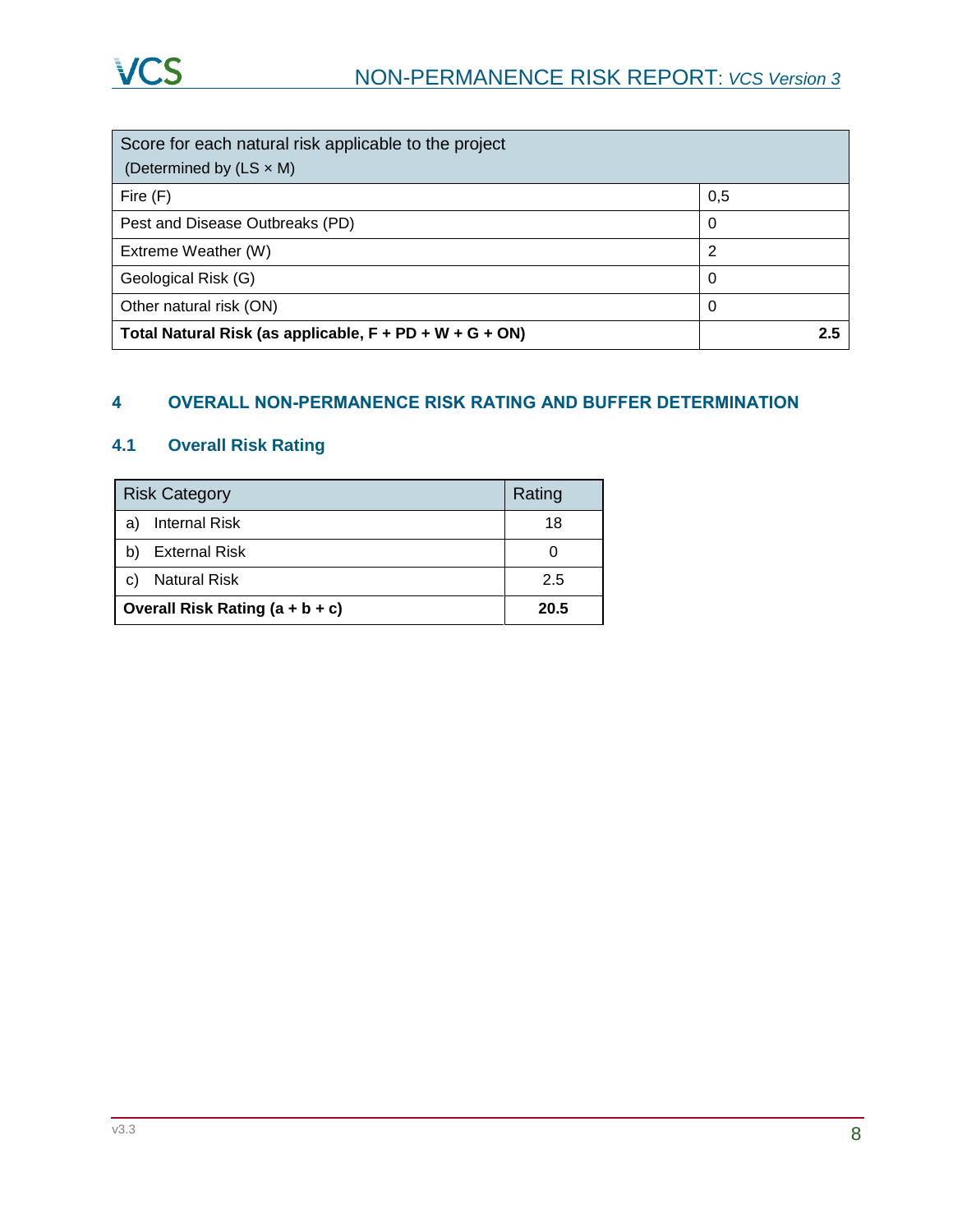| Score for each natural risk applicable to the project (Determined by (LS × M) | |
|---|---|
| Fire (F) | 0,5 |
| Pest and Disease Outbreaks (PD) | 0 |
| Extreme Weather (W) | 2 |
| Geological Risk (G) | 0 |
| Other natural risk (ON) | 0 |
| **Total Natural Risk (as applicable, F + PD + W + G + ON)** | **2.5** |

# 4 OVERALL NON-PERMANENCE RISK RATING AND BUFFER DETERMINATION

## 4.1 Overall Risk Rating

| Risk Category | Rating |
|---|---|
| a) Internal Risk | 18 |
| b) External Risk | 0 |
| c) Natural Risk | 2.5 |
| **Overall Risk Rating (a + b + c)** | **20.5** |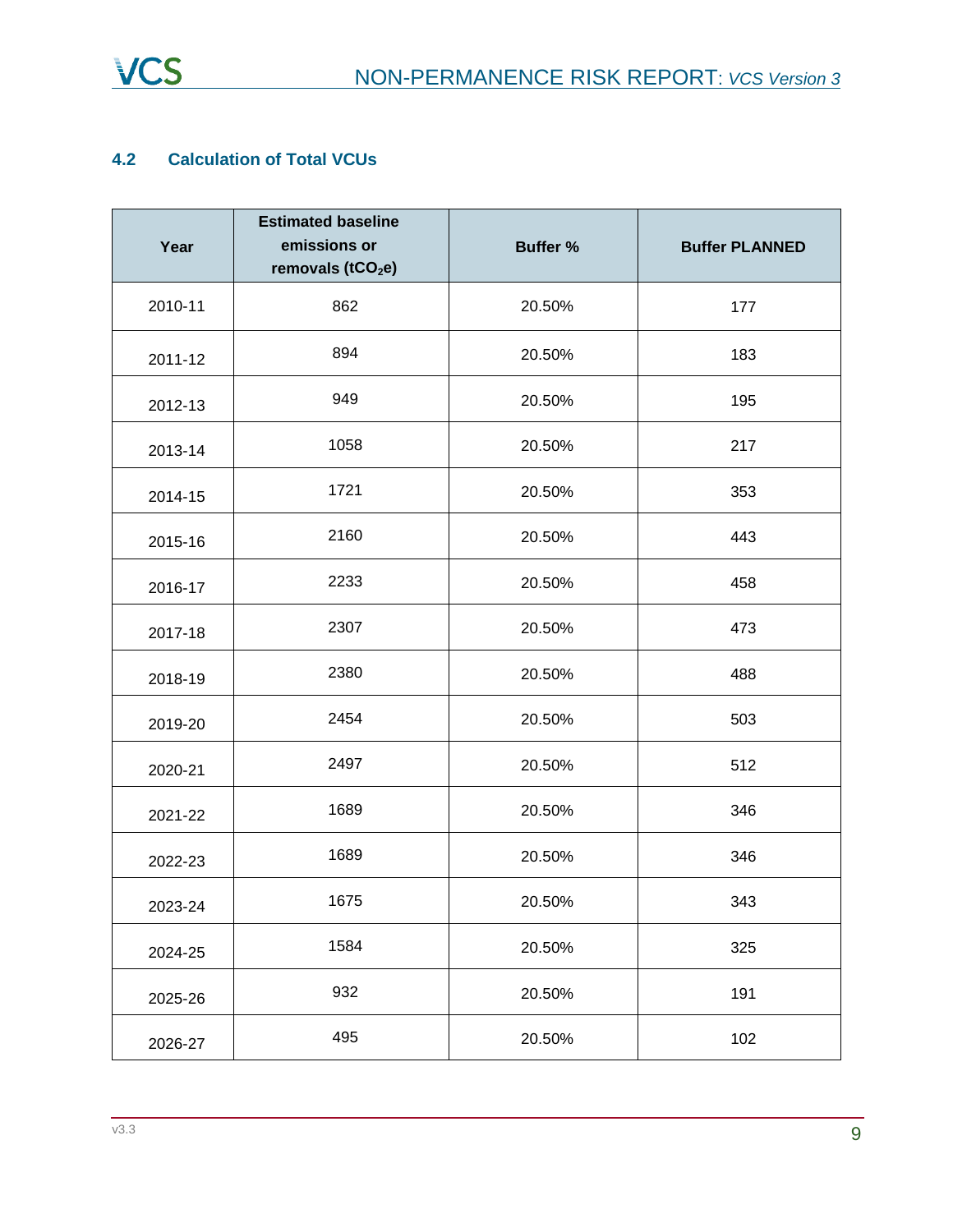### 4.2 Calculation of Total VCUs

| Year | Estimated baseline emissions or removals ($tCO_2e$) | Buffer % | Buffer PLANNED |
|---|---|---|---|
| 2010-11 | 862 | 20.50% | 177 |
| 2011-12 | 894 | 20.50% | 183 |
| 2012-13 | 949 | 20.50% | 195 |
| 2013-14 | 1058 | 20.50% | 217 |
| 2014-15 | 1721 | 20.50% | 353 |
| 2015-16 | 2160 | 20.50% | 443 |
| 2016-17 | 2233 | 20.50% | 458 |
| 2017-18 | 2307 | 20.50% | 473 |
| 2018-19 | 2380 | 20.50% | 488 |
| 2019-20 | 2454 | 20.50% | 503 |
| 2020-21 | 2497 | 20.50% | 512 |
| 2021-22 | 1689 | 20.50% | 346 |
| 2022-23 | 1689 | 20.50% | 346 |
| 2023-24 | 1675 | 20.50% | 343 |
| 2024-25 | 1584 | 20.50% | 325 |
| 2025-26 | 932 | 20.50% | 191 |
| 2026-27 | 495 | 20.50% | 102 |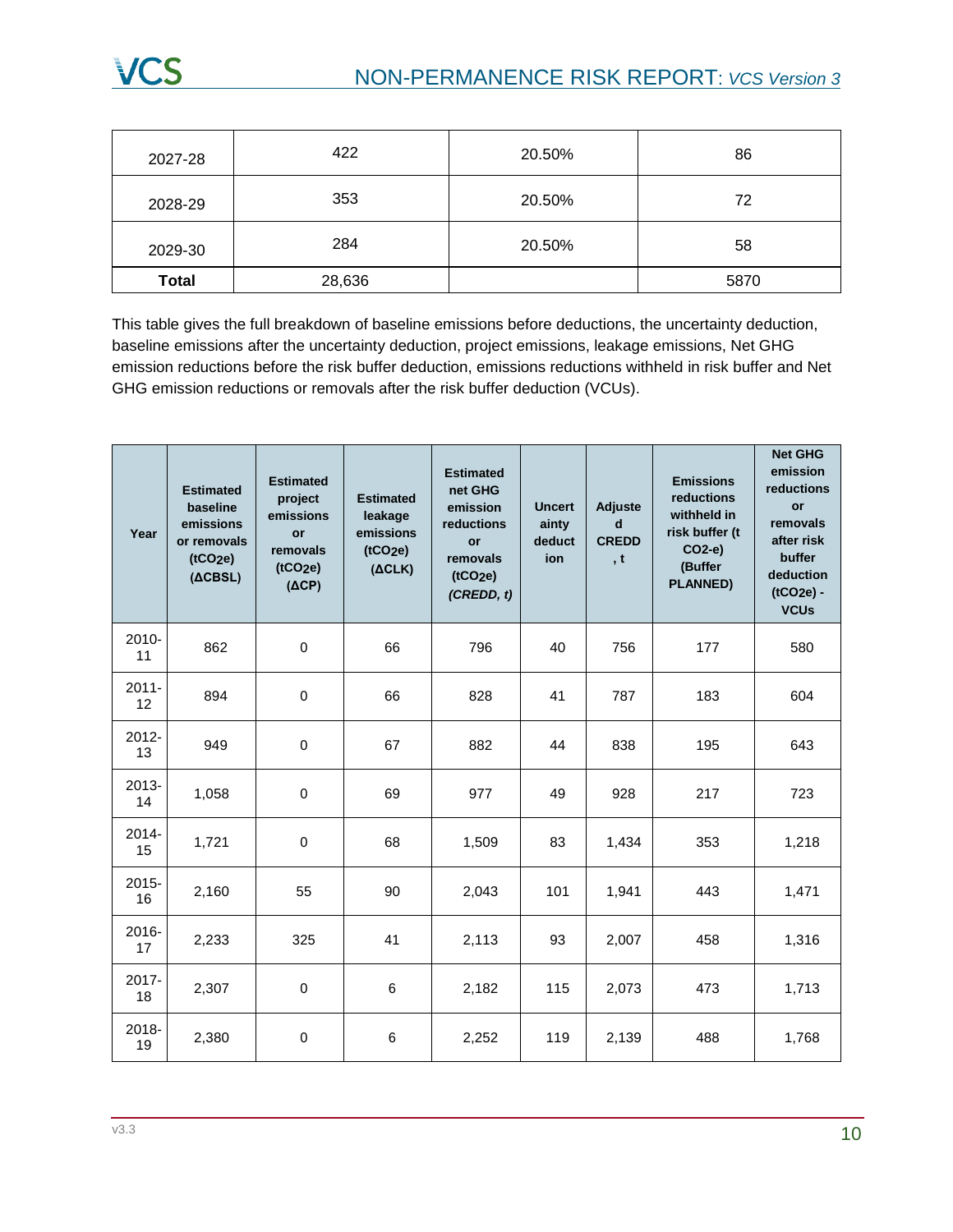| 2027-28 | 422 | 20.50% | 86 |
|---|---|---|---|
| 2028-29 | 353 | 20.50% | 72 |
| 2029-30 | 284 | 20.50% | 58 |
| **Total** | 28,636 | | 5870 |

This table gives the full breakdown of baseline emissions before deductions, the uncertainty deduction, baseline emissions after the uncertainty deduction, project emissions, leakage emissions, Net GHG emission reductions before the risk buffer deduction, emissions reductions withheld in risk buffer and Net GHG emission reductions or removals after the risk buffer deduction (VCUs).

| **Year** | **Estimated baseline emissions or removals ($tCO_2e$) (ΔCBSL)** | **Estimated project emissions or removals ($tCO_2e$) (ΔCP)** | **Estimated leakage emissions ($tCO_2e$) (ΔCLK)** | **Estimated net GHG emission reductions or removals ($tCO_2e$) *(CREDD, t)*** | **Uncertainty deduction** | **Adjusted CREDD, t** | **Emissions reductions withheld in risk buffer (t $CO_2$-e) (Buffer PLANNED)** | **Net GHG emission reductions or removals after risk buffer deduction ($tCO_2e$) - VCUs** |
|---|---|---|---|---|---|---|---|---|
| 2010-11 | 862 | 0 | 66 | 796 | 40 | 756 | 177 | 580 |
| 2011-12 | 894 | 0 | 66 | 828 | 41 | 787 | 183 | 604 |
| 2012-13 | 949 | 0 | 67 | 882 | 44 | 838 | 195 | 643 |
| 2013-14 | 1,058 | 0 | 69 | 977 | 49 | 928 | 217 | 723 |
| 2014-15 | 1,721 | 0 | 68 | 1,509 | 83 | 1,434 | 353 | 1,218 |
| 2015-16 | 2,160 | 55 | 90 | 2,043 | 101 | 1,941 | 443 | 1,471 |
| 2016-17 | 2,233 | 325 | 41 | 2,113 | 93 | 2,007 | 458 | 1,316 |
| 2017-18 | 2,307 | 0 | 6 | 2,182 | 115 | 2,073 | 473 | 1,713 |
| 2018-19 | 2,380 | 0 | 6 | 2,252 | 119 | 2,139 | 488 | 1,768 |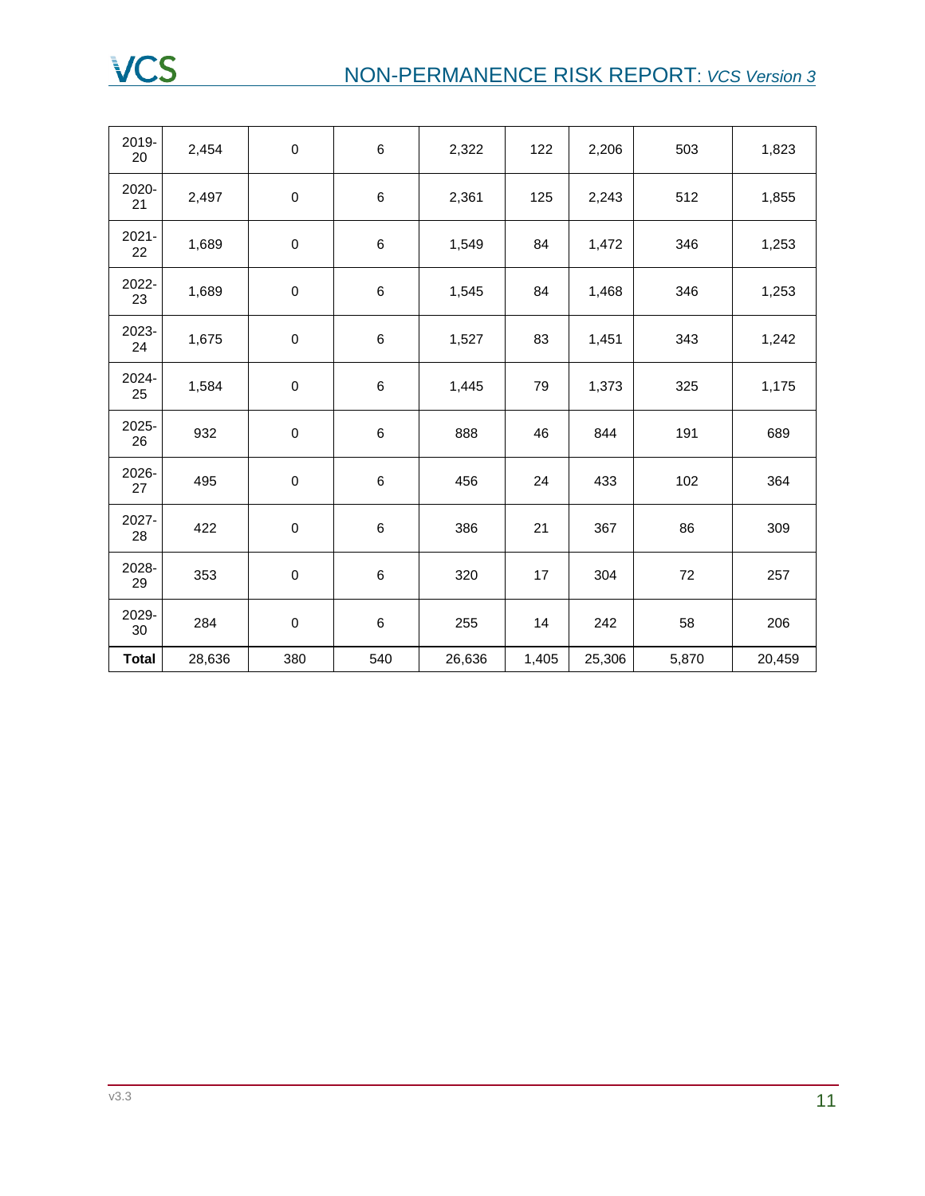| | | | | | | | | |
|---|---|---|---|---|---|---|---|---|
| 2019-20 | 2,454 | 0 | 6 | 2,322 | 122 | 2,206 | 503 | 1,823 |
| 2020-21 | 2,497 | 0 | 6 | 2,361 | 125 | 2,243 | 512 | 1,855 |
| 2021-22 | 1,689 | 0 | 6 | 1,549 | 84 | 1,472 | 346 | 1,253 |
| 2022-23 | 1,689 | 0 | 6 | 1,545 | 84 | 1,468 | 346 | 1,253 |
| 2023-24 | 1,675 | 0 | 6 | 1,527 | 83 | 1,451 | 343 | 1,242 |
| 2024-25 | 1,584 | 0 | 6 | 1,445 | 79 | 1,373 | 325 | 1,175 |
| 2025-26 | 932 | 0 | 6 | 888 | 46 | 844 | 191 | 689 |
| 2026-27 | 495 | 0 | 6 | 456 | 24 | 433 | 102 | 364 |
| 2027-28 | 422 | 0 | 6 | 386 | 21 | 367 | 86 | 309 |
| 2028-29 | 353 | 0 | 6 | 320 | 17 | 304 | 72 | 257 |
| 2029-30 | 284 | 0 | 6 | 255 | 14 | 242 | 58 | 206 |
| **Total** | 28,636 | 380 | 540 | 26,636 | 1,405 | 25,306 | 5,870 | 20,459 |